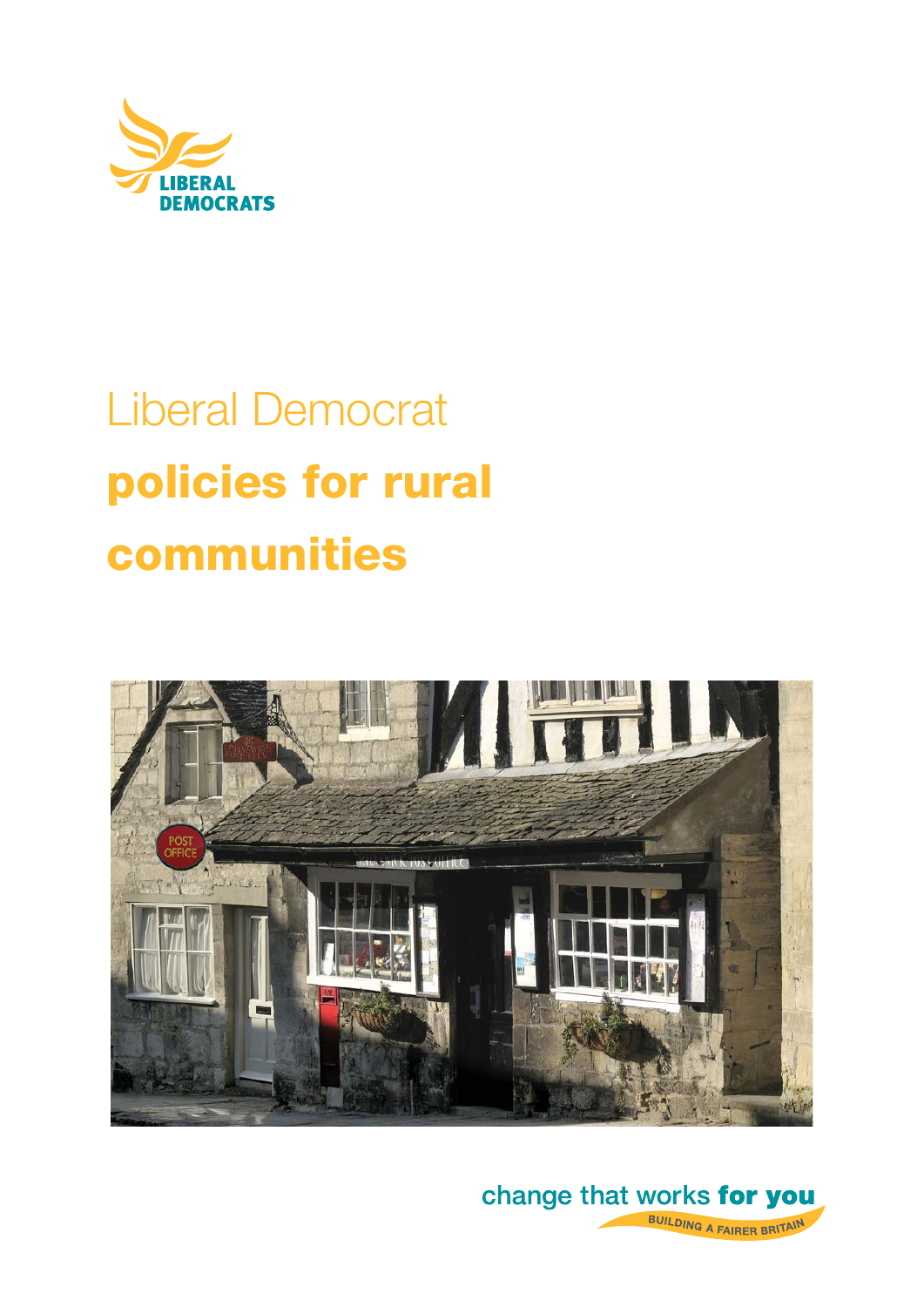LIBERAL DEMOCRATS

# Liberal Democrat **policies for rural communities**

change that works **for you**

BUILDING A FAIRER BRITAIN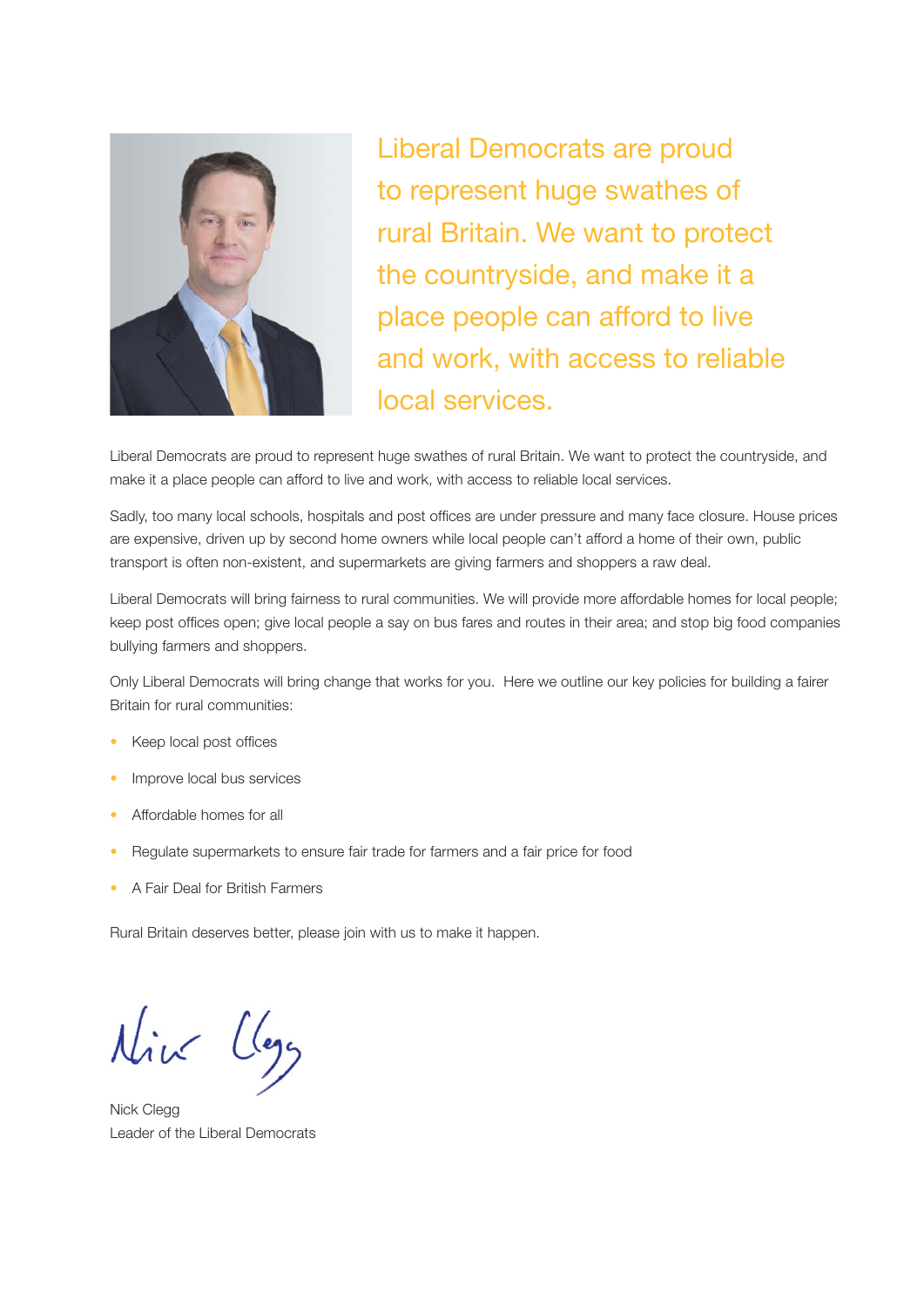Liberal Democrats are proud to represent huge swathes of rural Britain. We want to protect the countryside, and make it a place people can afford to live and work, with access to reliable local services.

Liberal Democrats are proud to represent huge swathes of rural Britain. We want to protect the countryside, and make it a place people can afford to live and work, with access to reliable local services.

Sadly, too many local schools, hospitals and post offices are under pressure and many face closure. House prices are expensive, driven up by second home owners while local people can't afford a home of their own, public transport is often non-existent, and supermarkets are giving farmers and shoppers a raw deal.

Liberal Democrats will bring fairness to rural communities. We will provide more affordable homes for local people; keep post offices open; give local people a say on bus fares and routes in their area; and stop big food companies bullying farmers and shoppers.

Only Liberal Democrats will bring change that works for you. Here we outline our key policies for building a fairer Britain for rural communities:

- Keep local post offices
- Improve local bus services
- Affordable homes for all
- Regulate supermarkets to ensure fair trade for farmers and a fair price for food
- A Fair Deal for British Farmers

Rural Britain deserves better, please join with us to make it happen.

Nick Clegg

Nick Clegg
Leader of the Liberal Democrats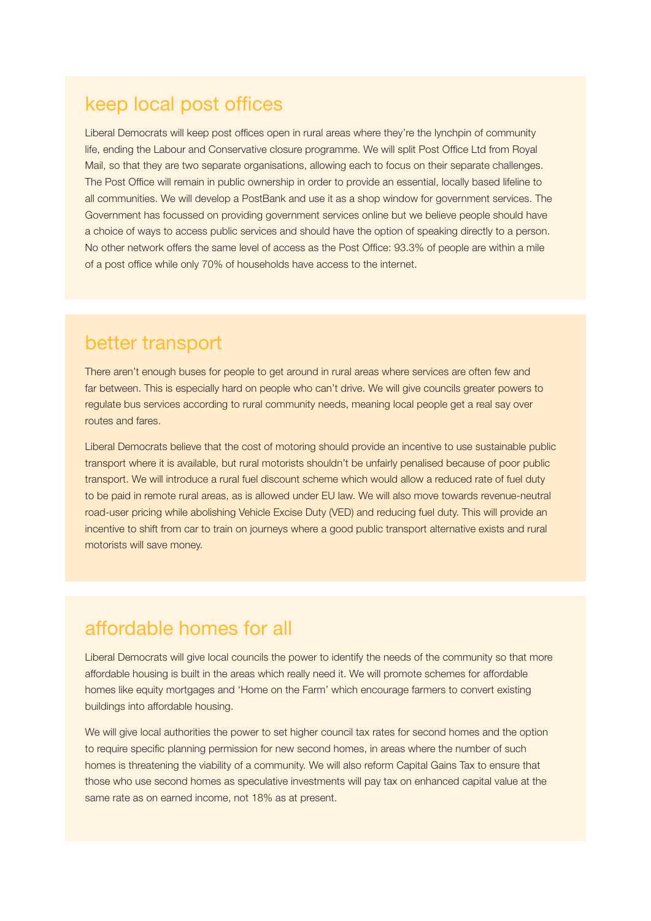## keep local post offices

Liberal Democrats will keep post offices open in rural areas where they're the lynchpin of community life, ending the Labour and Conservative closure programme. We will split Post Office Ltd from Royal Mail, so that they are two separate organisations, allowing each to focus on their separate challenges. The Post Office will remain in public ownership in order to provide an essential, locally based lifeline to all communities. We will develop a PostBank and use it as a shop window for government services. The Government has focussed on providing government services online but we believe people should have a choice of ways to access public services and should have the option of speaking directly to a person. No other network offers the same level of access as the Post Office: 93.3% of people are within a mile of a post office while only 70% of households have access to the internet.

## better transport

There aren't enough buses for people to get around in rural areas where services are often few and far between. This is especially hard on people who can't drive. We will give councils greater powers to regulate bus services according to rural community needs, meaning local people get a real say over routes and fares.

Liberal Democrats believe that the cost of motoring should provide an incentive to use sustainable public transport where it is available, but rural motorists shouldn't be unfairly penalised because of poor public transport. We will introduce a rural fuel discount scheme which would allow a reduced rate of fuel duty to be paid in remote rural areas, as is allowed under EU law. We will also move towards revenue-neutral road-user pricing while abolishing Vehicle Excise Duty (VED) and reducing fuel duty. This will provide an incentive to shift from car to train on journeys where a good public transport alternative exists and rural motorists will save money.

## affordable homes for all

Liberal Democrats will give local councils the power to identify the needs of the community so that more affordable housing is built in the areas which really need it. We will promote schemes for affordable homes like equity mortgages and 'Home on the Farm' which encourage farmers to convert existing buildings into affordable housing.

We will give local authorities the power to set higher council tax rates for second homes and the option to require specific planning permission for new second homes, in areas where the number of such homes is threatening the viability of a community. We will also reform Capital Gains Tax to ensure that those who use second homes as speculative investments will pay tax on enhanced capital value at the same rate as on earned income, not 18% as at present.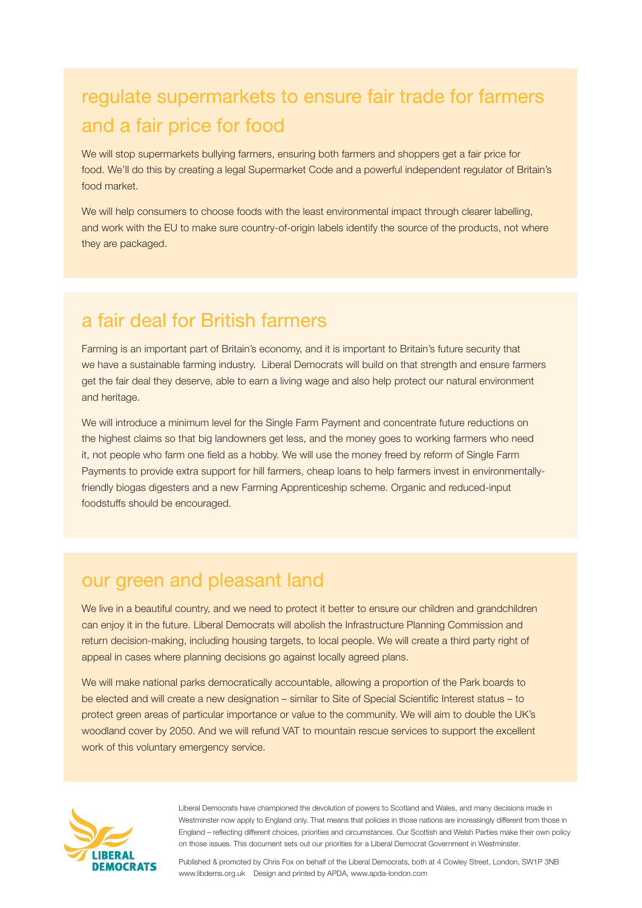## regulate supermarkets to ensure fair trade for farmers and a fair price for food

We will stop supermarkets bullying farmers, ensuring both farmers and shoppers get a fair price for food. We'll do this by creating a legal Supermarket Code and a powerful independent regulator of Britain's food market.

We will help consumers to choose foods with the least environmental impact through clearer labelling, and work with the EU to make sure country-of-origin labels identify the source of the products, not where they are packaged.

## a fair deal for British farmers

Farming is an important part of Britain's economy, and it is important to Britain's future security that we have a sustainable farming industry. Liberal Democrats will build on that strength and ensure farmers get the fair deal they deserve, able to earn a living wage and also help protect our natural environment and heritage.

We will introduce a minimum level for the Single Farm Payment and concentrate future reductions on the highest claims so that big landowners get less, and the money goes to working farmers who need it, not people who farm one field as a hobby. We will use the money freed by reform of Single Farm Payments to provide extra support for hill farmers, cheap loans to help farmers invest in environmentally-friendly biogas digesters and a new Farming Apprenticeship scheme. Organic and reduced-input foodstuffs should be encouraged.

## our green and pleasant land

We live in a beautiful country, and we need to protect it better to ensure our children and grandchildren can enjoy it in the future. Liberal Democrats will abolish the Infrastructure Planning Commission and return decision-making, including housing targets, to local people. We will create a third party right of appeal in cases where planning decisions go against locally agreed plans.

We will make national parks democratically accountable, allowing a proportion of the Park boards to be elected and will create a new designation – similar to Site of Special Scientific Interest status – to protect green areas of particular importance or value to the community. We will aim to double the UK's woodland cover by 2050. And we will refund VAT to mountain rescue services to support the excellent work of this voluntary emergency service.

LIBERAL DEMOCRATS

Liberal Democrats have championed the devolution of powers to Scotland and Wales, and many decisions made in Westminster now apply to England only. That means that policies in those nations are increasingly different from those in England – reflecting different choices, priorities and circumstances. Our Scottish and Welsh Parties make their own policy on those issues. This document sets out our priorities for a Liberal Democrat Government in Westminster.

Published & promoted by Chris Fox on behalf of the Liberal Democrats, both at 4 Cowley Street, London, SW1P 3NB
www.libdems.org.uk Design and printed by APDA, www.apda-london.com